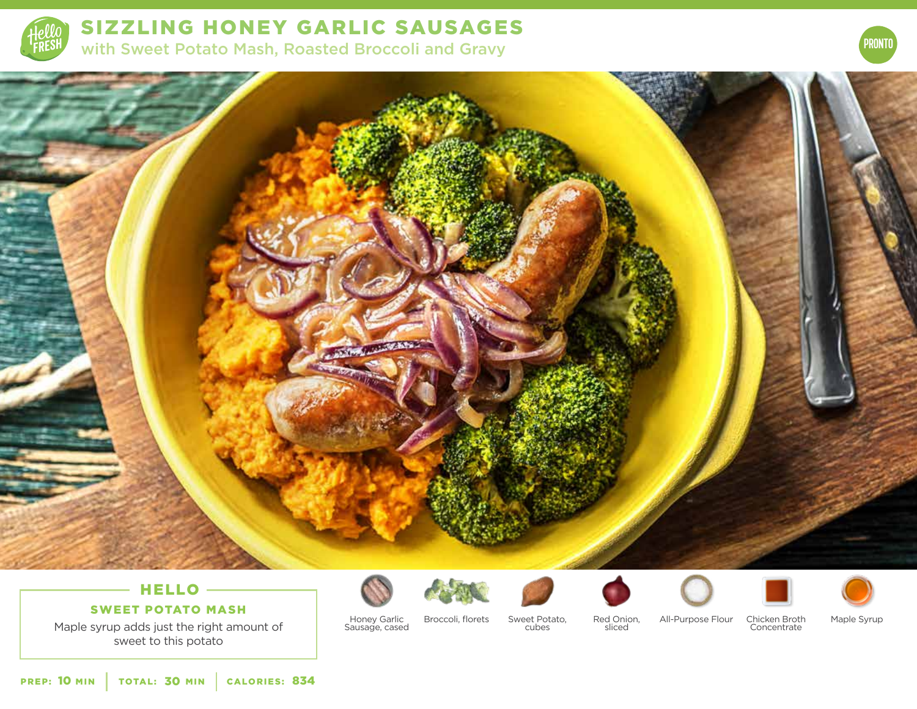# SIZZLING HONEY GARLIC SAUSAGES

## with Sweet Potato Mash, Roasted Broccoli and Gravy

PRONTO

### HELLO

**SWEET POTATO MASH**

Maple syrup adds just the right amount of sweet to this potato

- Honey Garlic Sausage, cased
- Broccoli, florets
- Sweet Potato, cubes
- Red Onion, sliced
- All-Purpose Flour
- Chicken Broth Concentrate
- Maple Syrup

**PREP:** 10 MIN | **TOTAL:** 30 MIN | **CALORIES:** 834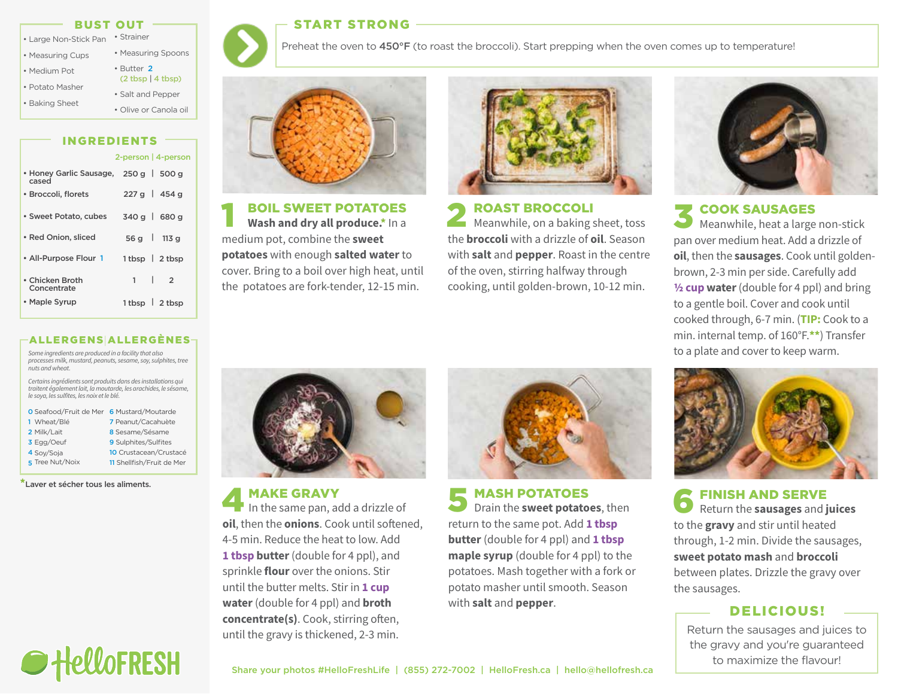## BUST OUT

- Large Non-Stick Pan
- Measuring Cups
- Medium Pot
- Potato Masher
- Baking Sheet
- Strainer
- Measuring Spoons
- Butter 2 (2 tbsp | 4 tbsp)
- Salt and Pepper
- Olive or Canola oil

## INGREDIENTS

| | 2-person | 4-person |
|---|---|---|
| Honey Garlic Sausage, cased | 250 g | 500 g |
| Broccoli, florets | 227 g | 454 g |
| Sweet Potato, cubes | 340 g | 680 g |
| Red Onion, sliced | 56 g | 113 g |
| All-Purpose Flour 1 | 1 tbsp | 2 tbsp |
| Chicken Broth Concentrate | 1 | 2 |
| Maple Syrup | 1 tbsp | 2 tbsp |

## ALLERGENS | ALLERGÈNES

*Some ingredients are produced in a facility that also processes milk, mustard, peanuts, sesame, soy, sulphites, tree nuts and wheat.*

*Certains ingrédients sont produits dans des installations qui traitent également lait, la moutarde, les arachides, le sésame, le soya, les sulfites, les noix et le blé.*

0 Seafood/Fruit de Mer
1 Wheat/Blé
2 Milk/Lait
3 Egg/Oeuf
4 Soy/Soja
5 Tree Nut/Noix
6 Mustard/Moutarde
7 Peanut/Cacahuète
8 Sesame/Sésame
9 Sulphites/Sulfites
10 Crustacean/Crustacé
11 Shellfish/Fruit de Mer

*Laver et sécher tous les aliments.

## START STRONG

Preheat the oven to **450°F** (to roast the broccoli). Start prepping when the oven comes up to temperature!

## 1 BOIL SWEET POTATOES

**Wash and dry all produce.*** In a medium pot, combine the **sweet potatoes** with enough **salted water** to cover. Bring to a boil over high heat, until the potatoes are fork-tender, 12-15 min.

## 2 ROAST BROCCOLI

Meanwhile, on a baking sheet, toss the **broccoli** with a drizzle of **oil**. Season with **salt** and **pepper**. Roast in the centre of the oven, stirring halfway through cooking, until golden-brown, 10-12 min.

## 3 COOK SAUSAGES

Meanwhile, heat a large non-stick pan over medium heat. Add a drizzle of **oil**, then the **sausages**. Cook until golden-brown, 2-3 min per side. Carefully add **½ cup water** (double for 4 ppl) and bring to a gentle boil. Cover and cook until cooked through, 6-7 min. (**TIP:** Cook to a min. internal temp. of 160°F.**) Transfer to a plate and cover to keep warm.

## 4 MAKE GRAVY

In the same pan, add a drizzle of **oil**, then the **onions**. Cook until softened, 4-5 min. Reduce the heat to low. Add **1 tbsp butter** (double for 4 ppl), and sprinkle **flour** over the onions. Stir until the butter melts. Stir in **1 cup water** (double for 4 ppl) and **broth concentrate(s)**. Cook, stirring often, until the gravy is thickened, 2-3 min.

## 5 MASH POTATOES

Drain the **sweet potatoes**, then return to the same pot. Add **1 tbsp butter** (double for 4 ppl) and **1 tbsp maple syrup** (double for 4 ppl) to the potatoes. Mash together with a fork or potato masher until smooth. Season with **salt** and **pepper**.

## 6 FINISH AND SERVE

Return the **sausages** and **juices** to the **gravy** and stir until heated through, 1-2 min. Divide the sausages, **sweet potato mash** and **broccoli** between plates. Drizzle the gravy over the sausages.

## DELICIOUS!

Return the sausages and juices to the gravy and you're guaranteed to maximize the flavour!

HelloFRESH

Share your photos #HelloFreshLife | (855) 272-7002 | HelloFresh.ca | hello@hellofresh.ca